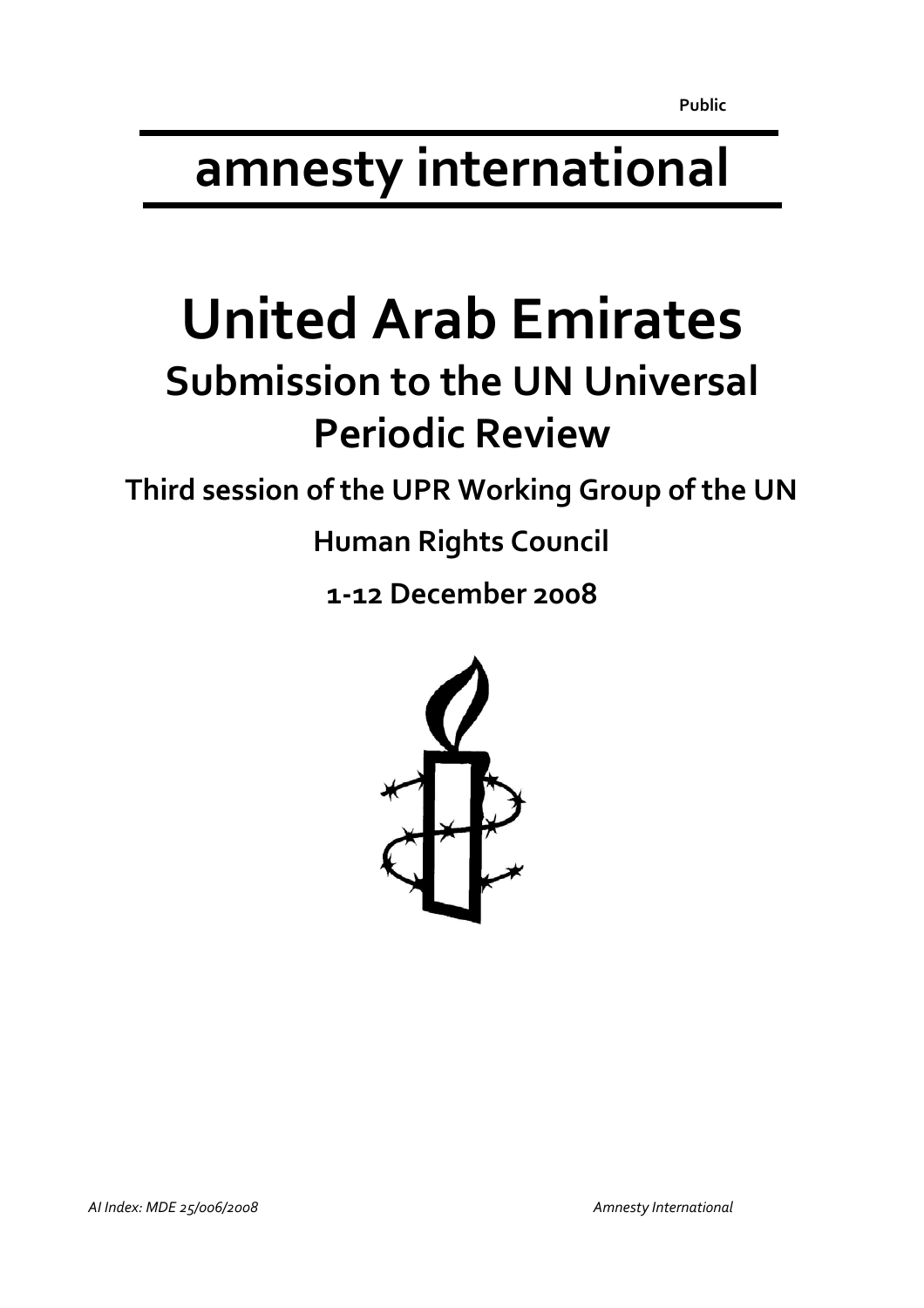Public

# amnesty international

# United Arab Emirates

## Submission to the UN Universal Periodic Review

### Third session of the UPR Working Group of the UN Human Rights Council

### 1-12 December 2008

*AI Index: MDE 25/006/2008*

*Amnesty International*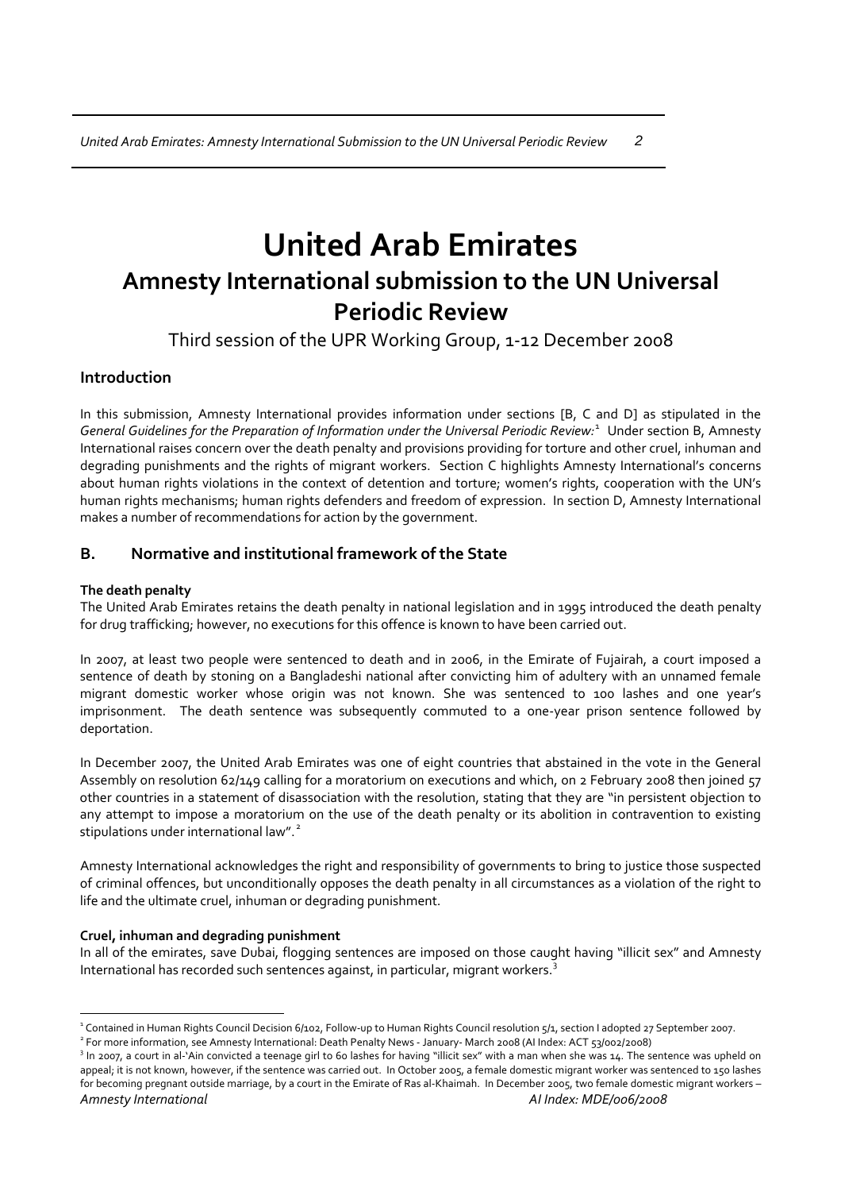# United Arab Emirates

## Amnesty International submission to the UN Universal Periodic Review

Third session of the UPR Working Group, 1-12 December 2008

### Introduction

In this submission, Amnesty International provides information under sections [B, C and D] as stipulated in the *General Guidelines for the Preparation of Information under the Universal Periodic Review:*[1] Under section B, Amnesty International raises concern over the death penalty and provisions providing for torture and other cruel, inhuman and degrading punishments and the rights of migrant workers. Section C highlights Amnesty International's concerns about human rights violations in the context of detention and torture; women's rights, cooperation with the UN's human rights mechanisms; human rights defenders and freedom of expression. In section D, Amnesty International makes a number of recommendations for action by the government.

### B. Normative and institutional framework of the State

**The death penalty**

The United Arab Emirates retains the death penalty in national legislation and in 1995 introduced the death penalty for drug trafficking; however, no executions for this offence is known to have been carried out.

In 2007, at least two people were sentenced to death and in 2006, in the Emirate of Fujairah, a court imposed a sentence of death by stoning on a Bangladeshi national after convicting him of adultery with an unnamed female migrant domestic worker whose origin was not known. She was sentenced to 100 lashes and one year's imprisonment. The death sentence was subsequently commuted to a one-year prison sentence followed by deportation.

In December 2007, the United Arab Emirates was one of eight countries that abstained in the vote in the General Assembly on resolution 62/149 calling for a moratorium on executions and which, on 2 February 2008 then joined 57 other countries in a statement of disassociation with the resolution, stating that they are "in persistent objection to any attempt to impose a moratorium on the use of the death penalty or its abolition in contravention to existing stipulations under international law".[2]

Amnesty International acknowledges the right and responsibility of governments to bring to justice those suspected of criminal offences, but unconditionally opposes the death penalty in all circumstances as a violation of the right to life and the ultimate cruel, inhuman or degrading punishment.

**Cruel, inhuman and degrading punishment**

In all of the emirates, save Dubai, flogging sentences are imposed on those caught having "illicit sex" and Amnesty International has recorded such sentences against, in particular, migrant workers.[3]

---

[1] Contained in Human Rights Council Decision 6/102, Follow-up to Human Rights Council resolution 5/1, section I adopted 27 September 2007.

[2] For more information, see Amnesty International: Death Penalty News - January- March 2008 (AI Index: ACT 53/002/2008)

[3] In 2007, a court in al-'Ain convicted a teenage girl to 60 lashes for having "illicit sex" with a man when she was 14. The sentence was upheld on appeal; it is not known, however, if the sentence was carried out. In October 2005, a female domestic migrant worker was sentenced to 150 lashes for becoming pregnant outside marriage, by a court in the Emirate of Ras al-Khaimah. In December 2005, two female domestic migrant workers –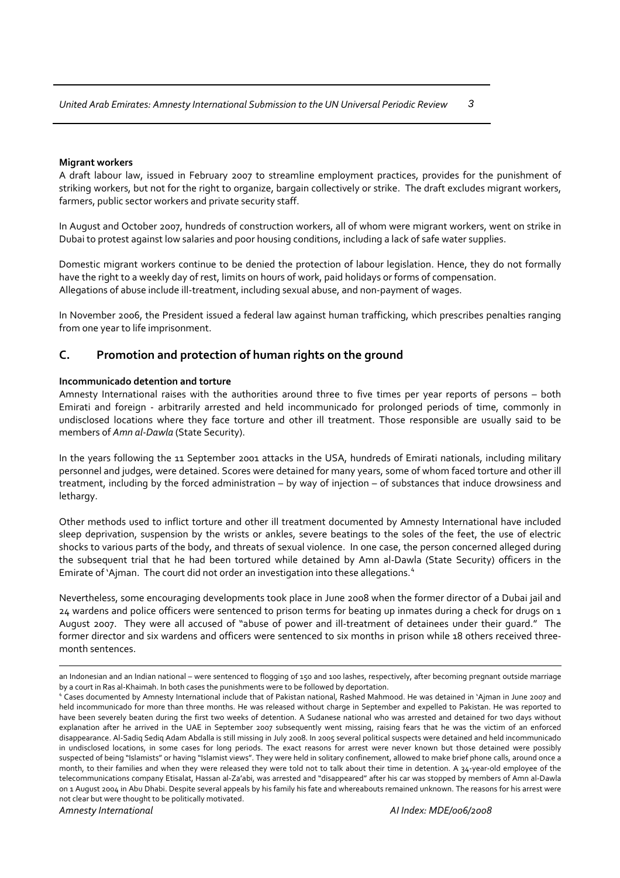**Migrant workers**

A draft labour law, issued in February 2007 to streamline employment practices, provides for the punishment of striking workers, but not for the right to organize, bargain collectively or strike. The draft excludes migrant workers, farmers, public sector workers and private security staff.

In August and October 2007, hundreds of construction workers, all of whom were migrant workers, went on strike in Dubai to protest against low salaries and poor housing conditions, including a lack of safe water supplies.

Domestic migrant workers continue to be denied the protection of labour legislation. Hence, they do not formally have the right to a weekly day of rest, limits on hours of work, paid holidays or forms of compensation. Allegations of abuse include ill-treatment, including sexual abuse, and non-payment of wages.

In November 2006, the President issued a federal law against human trafficking, which prescribes penalties ranging from one year to life imprisonment.

## C. Promotion and protection of human rights on the ground

**Incommunicado detention and torture**

Amnesty International raises with the authorities around three to five times per year reports of persons – both Emirati and foreign - arbitrarily arrested and held incommunicado for prolonged periods of time, commonly in undisclosed locations where they face torture and other ill treatment. Those responsible are usually said to be members of *Amn al-Dawla* (State Security).

In the years following the 11 September 2001 attacks in the USA, hundreds of Emirati nationals, including military personnel and judges, were detained. Scores were detained for many years, some of whom faced torture and other ill treatment, including by the forced administration – by way of injection – of substances that induce drowsiness and lethargy.

Other methods used to inflict torture and other ill treatment documented by Amnesty International have included sleep deprivation, suspension by the wrists or ankles, severe beatings to the soles of the feet, the use of electric shocks to various parts of the body, and threats of sexual violence. In one case, the person concerned alleged during the subsequent trial that he had been tortured while detained by Amn al-Dawla (State Security) officers in the Emirate of 'Ajman. The court did not order an investigation into these allegations.[4]

Nevertheless, some encouraging developments took place in June 2008 when the former director of a Dubai jail and 24 wardens and police officers were sentenced to prison terms for beating up inmates during a check for drugs on 1 August 2007. They were all accused of "abuse of power and ill-treatment of detainees under their guard." The former director and six wardens and officers were sentenced to six months in prison while 18 others received three-month sentences.

---

an Indonesian and an Indian national – were sentenced to flogging of 150 and 100 lashes, respectively, after becoming pregnant outside marriage by a court in Ras al-Khaimah. In both cases the punishments were to be followed by deportation.

[4] Cases documented by Amnesty International include that of Pakistan national, Rashed Mahmood. He was detained in 'Ajman in June 2007 and held incommunicado for more than three months. He was released without charge in September and expelled to Pakistan. He was reported to have been severely beaten during the first two weeks of detention. A Sudanese national who was arrested and detained for two days without explanation after he arrived in the UAE in September 2007 subsequently went missing, raising fears that he was the victim of an enforced disappearance. Al-Sadiq Sediq Adam Abdalla is still missing in July 2008. In 2005 several political suspects were detained and held incommunicado in undisclosed locations, in some cases for long periods. The exact reasons for arrest were never known but those detained were possibly suspected of being "Islamists" or having "Islamist views". They were held in solitary confinement, allowed to make brief phone calls, around once a month, to their families and when they were released they were told not to talk about their time in detention. A 34-year-old employee of the telecommunications company Etisalat, Hassan al-Za'abi, was arrested and "disappeared" after his car was stopped by members of Amn al-Dawla on 1 August 2004 in Abu Dhabi. Despite several appeals by his family his fate and whereabouts remained unknown. The reasons for his arrest were not clear but were thought to be politically motivated.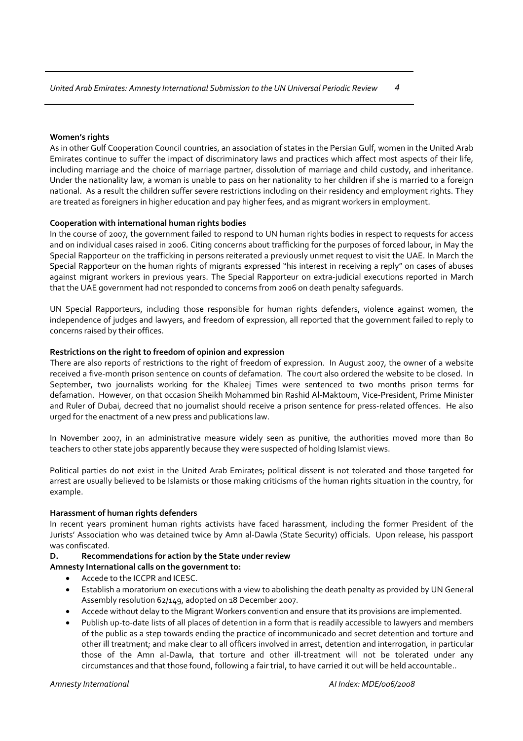**Women's rights**

As in other Gulf Cooperation Council countries, an association of states in the Persian Gulf, women in the United Arab Emirates continue to suffer the impact of discriminatory laws and practices which affect most aspects of their life, including marriage and the choice of marriage partner, dissolution of marriage and child custody, and inheritance. Under the nationality law, a woman is unable to pass on her nationality to her children if she is married to a foreign national. As a result the children suffer severe restrictions including on their residency and employment rights. They are treated as foreigners in higher education and pay higher fees, and as migrant workers in employment.

**Cooperation with international human rights bodies**

In the course of 2007, the government failed to respond to UN human rights bodies in respect to requests for access and on individual cases raised in 2006. Citing concerns about trafficking for the purposes of forced labour, in May the Special Rapporteur on the trafficking in persons reiterated a previously unmet request to visit the UAE. In March the Special Rapporteur on the human rights of migrants expressed "his interest in receiving a reply" on cases of abuses against migrant workers in previous years. The Special Rapporteur on extra-judicial executions reported in March that the UAE government had not responded to concerns from 2006 on death penalty safeguards.

UN Special Rapporteurs, including those responsible for human rights defenders, violence against women, the independence of judges and lawyers, and freedom of expression, all reported that the government failed to reply to concerns raised by their offices.

**Restrictions on the right to freedom of opinion and expression**

There are also reports of restrictions to the right of freedom of expression. In August 2007, the owner of a website received a five-month prison sentence on counts of defamation. The court also ordered the website to be closed. In September, two journalists working for the Khaleej Times were sentenced to two months prison terms for defamation. However, on that occasion Sheikh Mohammed bin Rashid Al-Maktoum, Vice-President, Prime Minister and Ruler of Dubai, decreed that no journalist should receive a prison sentence for press-related offences. He also urged for the enactment of a new press and publications law.

In November 2007, in an administrative measure widely seen as punitive, the authorities moved more than 80 teachers to other state jobs apparently because they were suspected of holding Islamist views.

Political parties do not exist in the United Arab Emirates; political dissent is not tolerated and those targeted for arrest are usually believed to be Islamists or those making criticisms of the human rights situation in the country, for example.

**Harassment of human rights defenders**

In recent years prominent human rights activists have faced harassment, including the former President of the Jurists' Association who was detained twice by Amn al-Dawla (State Security) officials. Upon release, his passport was confiscated.

## D. Recommendations for action by the State under review

**Amnesty International calls on the government to:**

- Accede to the ICCPR and ICESC.
- Establish a moratorium on executions with a view to abolishing the death penalty as provided by UN General Assembly resolution 62/149, adopted on 18 December 2007.
- Accede without delay to the Migrant Workers convention and ensure that its provisions are implemented.
- Publish up-to-date lists of all places of detention in a form that is readily accessible to lawyers and members of the public as a step towards ending the practice of incommunicado and secret detention and torture and other ill treatment; and make clear to all officers involved in arrest, detention and interrogation, in particular those of the Amn al-Dawla, that torture and other ill-treatment will not be tolerated under any circumstances and that those found, following a fair trial, to have carried it out will be held accountable..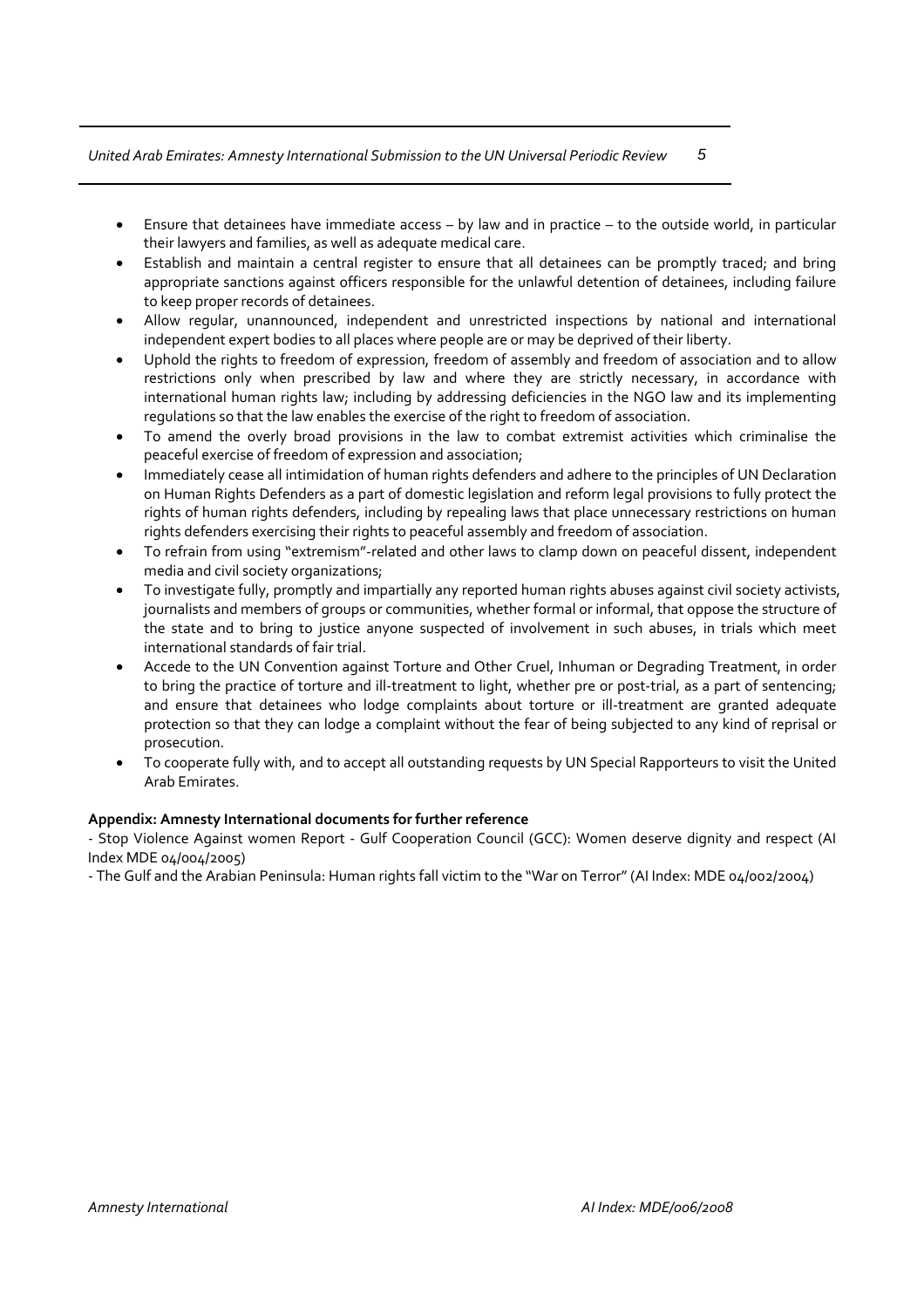- Ensure that detainees have immediate access – by law and in practice – to the outside world, in particular their lawyers and families, as well as adequate medical care.
- Establish and maintain a central register to ensure that all detainees can be promptly traced; and bring appropriate sanctions against officers responsible for the unlawful detention of detainees, including failure to keep proper records of detainees.
- Allow regular, unannounced, independent and unrestricted inspections by national and international independent expert bodies to all places where people are or may be deprived of their liberty.
- Uphold the rights to freedom of expression, freedom of assembly and freedom of association and to allow restrictions only when prescribed by law and where they are strictly necessary, in accordance with international human rights law; including by addressing deficiencies in the NGO law and its implementing regulations so that the law enables the exercise of the right to freedom of association.
- To amend the overly broad provisions in the law to combat extremist activities which criminalise the peaceful exercise of freedom of expression and association;
- Immediately cease all intimidation of human rights defenders and adhere to the principles of UN Declaration on Human Rights Defenders as a part of domestic legislation and reform legal provisions to fully protect the rights of human rights defenders, including by repealing laws that place unnecessary restrictions on human rights defenders exercising their rights to peaceful assembly and freedom of association.
- To refrain from using "extremism"-related and other laws to clamp down on peaceful dissent, independent media and civil society organizations;
- To investigate fully, promptly and impartially any reported human rights abuses against civil society activists, journalists and members of groups or communities, whether formal or informal, that oppose the structure of the state and to bring to justice anyone suspected of involvement in such abuses, in trials which meet international standards of fair trial.
- Accede to the UN Convention against Torture and Other Cruel, Inhuman or Degrading Treatment, in order to bring the practice of torture and ill-treatment to light, whether pre or post-trial, as a part of sentencing; and ensure that detainees who lodge complaints about torture or ill-treatment are granted adequate protection so that they can lodge a complaint without the fear of being subjected to any kind of reprisal or prosecution.
- To cooperate fully with, and to accept all outstanding requests by UN Special Rapporteurs to visit the United Arab Emirates.

**Appendix: Amnesty International documents for further reference**

- Stop Violence Against women Report - Gulf Cooperation Council (GCC): Women deserve dignity and respect (AI Index MDE 04/004/2005)

- The Gulf and the Arabian Peninsula: Human rights fall victim to the "War on Terror" (AI Index: MDE 04/002/2004)